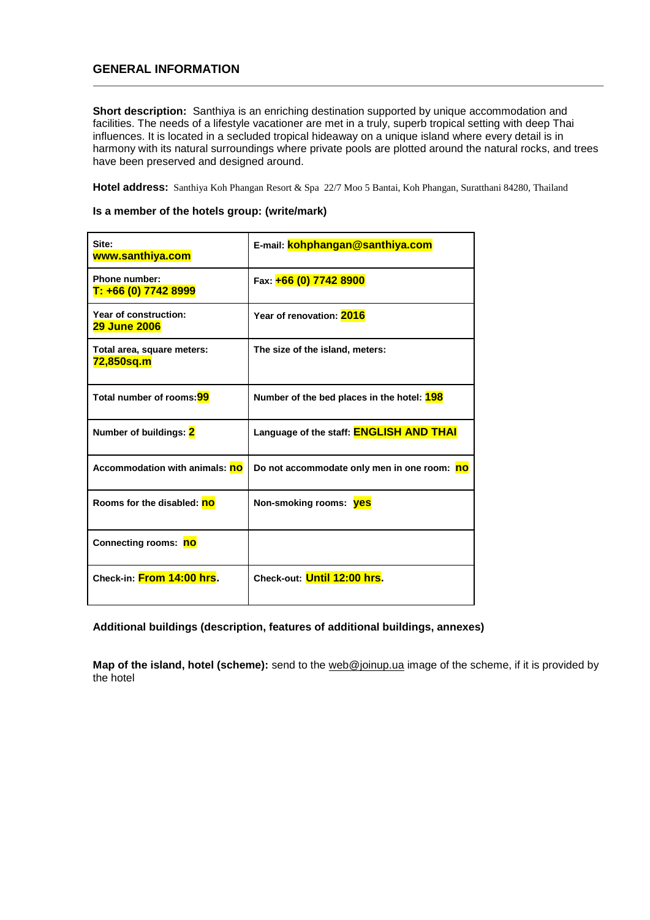## GENERAL INFORMATION

**Short description:** Santhiya is an enriching destination supported by unique accommodation and facilities. The needs of a lifestyle vacationer are met in a truly, superb tropical setting with deep Thai influences. It is located in a secluded tropical hideaway on a unique island where every detail is in harmony with its natural surroundings where private pools are plotted around the natural rocks, and trees have been preserved and designed around.

**Hotel address:** Santhiya Koh Phangan Resort & Spa 22/7 Moo 5 Bantai, Koh Phangan, Suratthani 84280, Thailand

**Is a member of the hotels group: (write/mark)**

| | |
|---|---|
| **Site:** **www.santhiya.com** | **E-mail:** **kohphangan@santhiya.com** |
| **Phone number:** **T: +66 (0) 7742 8999** | **Fax:** **+66 (0) 7742 8900** |
| **Year of construction:** **29 June 2006** | **Year of renovation:** **2016** |
| **Total area, square meters:** **72,850sq.m** | **The size of the island, meters:** |
| **Total number of rooms:** **99** | **Number of the bed places in the hotel:** **198** |
| **Number of buildings:** **2** | **Language of the staff:** **ENGLISH AND THAI** |
| **Accommodation with animals:** **no** | **Do not accommodate only men in one room:** **no** |
| **Rooms for the disabled:** **no** | **Non-smoking rooms:** **yes** |
| **Connecting rooms:** **no** | |
| **Check-in:** **From 14:00 hrs**. | **Check-out:** **Until 12:00 hrs**. |

**Additional buildings (description, features of additional buildings, annexes)**

**Map of the island, hotel (scheme):** send to the web@joinup.ua image of the scheme, if it is provided by the hotel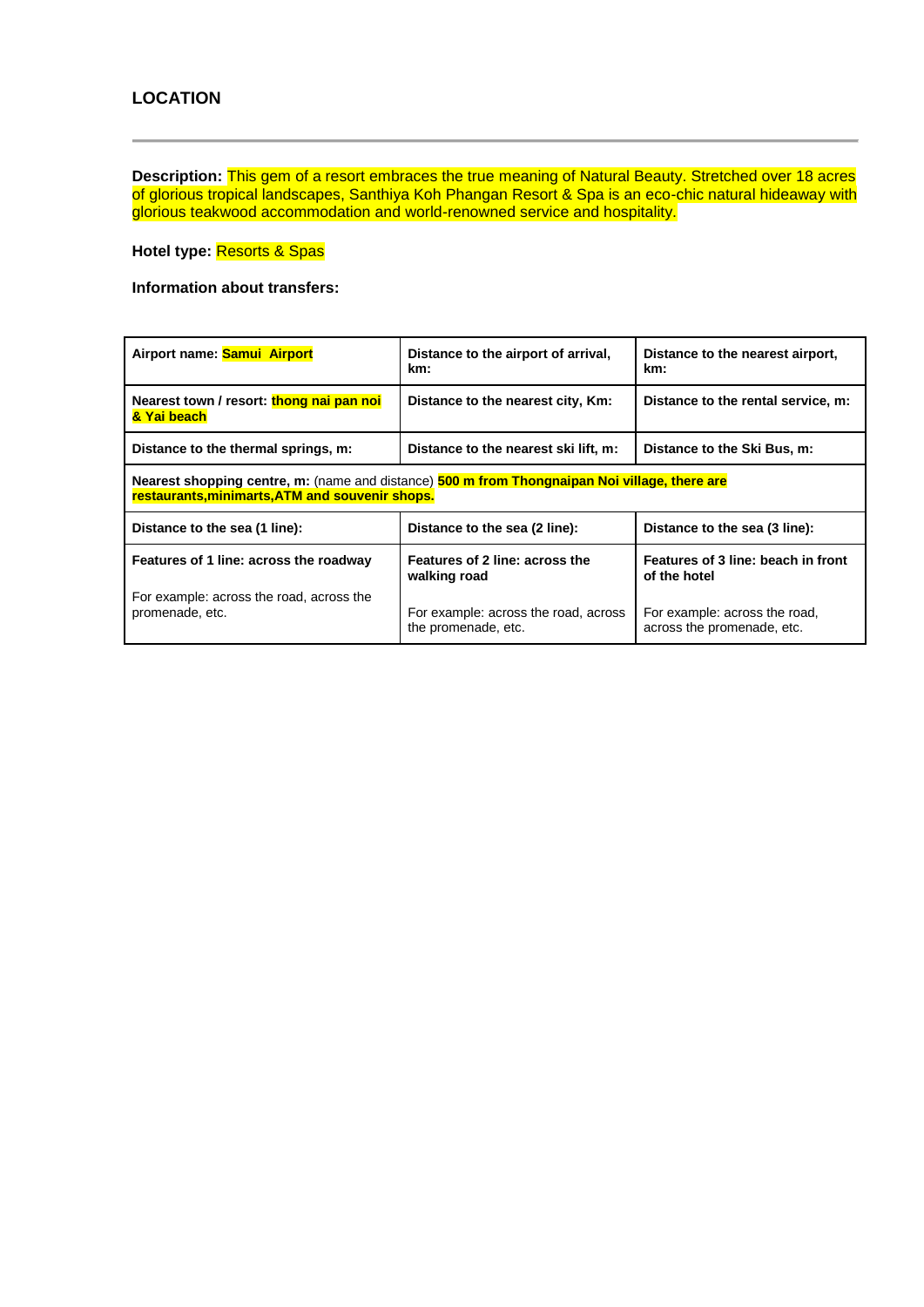## LOCATION

**Description:** This gem of a resort embraces the true meaning of Natural Beauty. Stretched over 18 acres of glorious tropical landscapes, Santhiya Koh Phangan Resort & Spa is an eco-chic natural hideaway with glorious teakwood accommodation and world-renowned service and hospitality.

**Hotel type:** Resorts & Spas

**Information about transfers:**

| | | |
|---|---|---|
| **Airport name: Samui Airport** | **Distance to the airport of arrival, km:** | **Distance to the nearest airport, km:** |
| **Nearest town / resort: thong nai pan noi & Yai beach** | **Distance to the nearest city, Km:** | **Distance to the rental service, m:** |
| **Distance to the thermal springs, m:** | **Distance to the nearest ski lift, m:** | **Distance to the Ski Bus, m:** |
| **Nearest shopping centre, m:** (name and distance) **500 m from Thongnaipan Noi village, there are restaurants,minimarts,ATM and souvenir shops.** | | |
| **Distance to the sea (1 line):** | **Distance to the sea (2 line):** | **Distance to the sea (3 line):** |
| **Features of 1 line: across the roadway**<br><br>For example: across the road, across the promenade, etc. | **Features of 2 line: across the walking road**<br><br>For example: across the road, across the promenade, etc. | **Features of 3 line: beach in front of the hotel**<br><br>For example: across the road, across the promenade, etc. |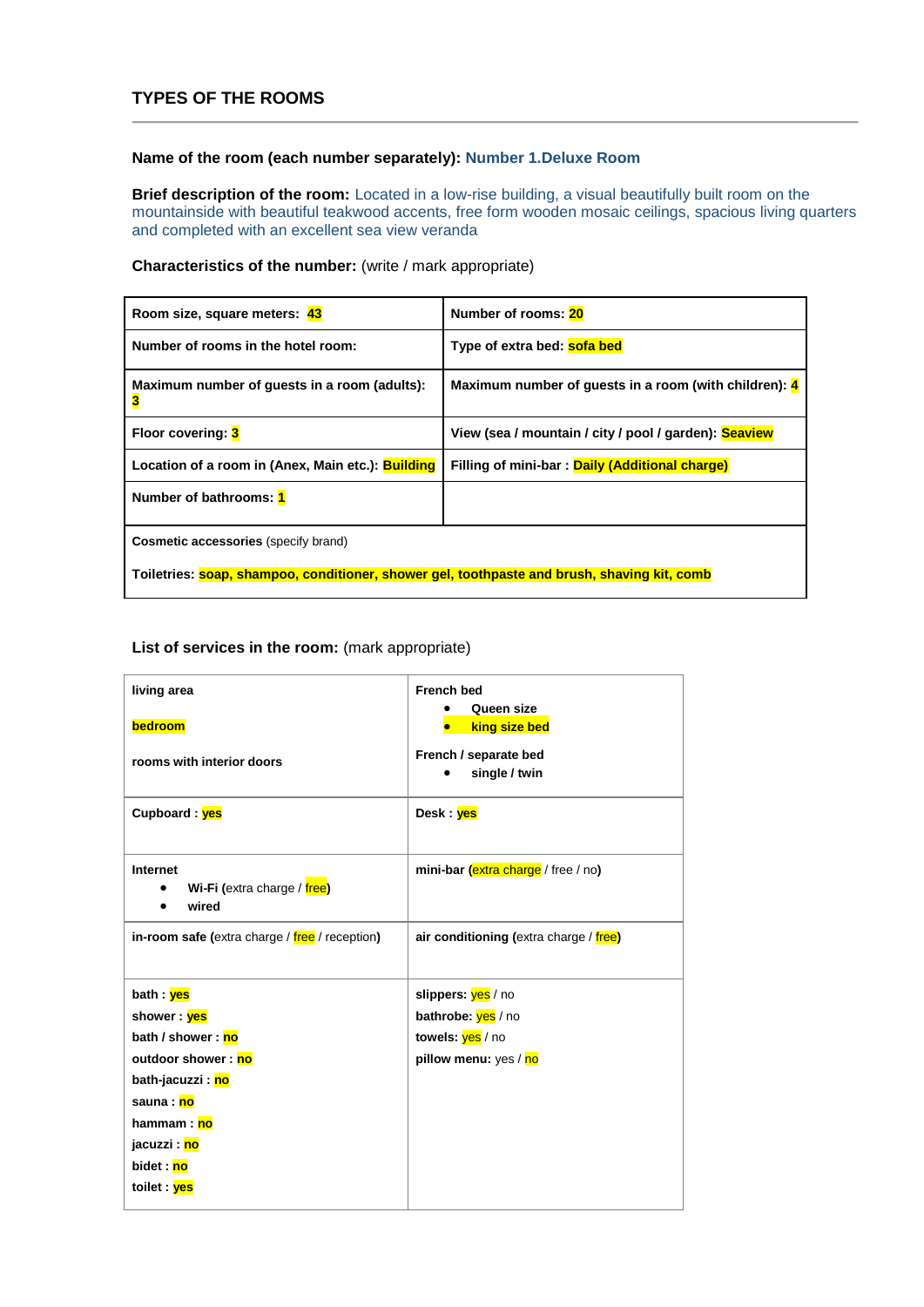## TYPES OF THE ROOMS

**Name of the room (each number separately):** Number 1.Deluxe Room

**Brief description of the room:** Located in a low-rise building, a visual beautifully built room on the mountainside with beautiful teakwood accents, free form wooden mosaic ceilings, spacious living quarters and completed with an excellent sea view veranda

**Characteristics of the number:** (write / mark appropriate)

| | |
|---|---|
| **Room size, square meters: 43** | **Number of rooms: 20** |
| **Number of rooms in the hotel room:** | **Type of extra bed: sofa bed** |
| **Maximum number of guests in a room (adults): 3** | **Maximum number of guests in a room (with children): 4** |
| **Floor covering: 3** | **View (sea / mountain / city / pool / garden): Seaview** |
| **Location of a room in (Anex, Main etc.): Building** | **Filling of mini-bar : Daily (Additional charge)** |
| **Number of bathrooms: 1** | |
| **Cosmetic accessories** (specify brand)<br><br>**Toiletries: soap, shampoo, conditioner, shower gel, toothpaste and brush, shaving kit, comb** | |

**List of services in the room:** (mark appropriate)

| | |
|---|---|
| **living area**<br><br>**bedroom**<br><br>**rooms with interior doors** | **French bed**<br>• **Queen size**<br>• **king size bed**<br><br>**French / separate bed**<br>• **single / twin** |
| **Cupboard : yes** | **Desk : yes** |
| **Internet**<br>• **Wi-Fi (**extra charge / free**)**<br>• **wired** | **mini-bar (**extra charge / free / no**)** |
| **in-room safe (**extra charge / free / reception**)** | **air conditioning (**extra charge / free**)** |
| **bath : yes**<br>**shower : yes**<br>**bath / shower : no**<br>**outdoor shower : no**<br>**bath-jacuzzi : no**<br>**sauna : no**<br>**hammam : no**<br>**jacuzzi : no**<br>**bidet : no**<br>**toilet : yes** | **slippers:** yes / no<br>**bathrobe:** yes / no<br>**towels:** yes / no<br>**pillow menu:** yes / no |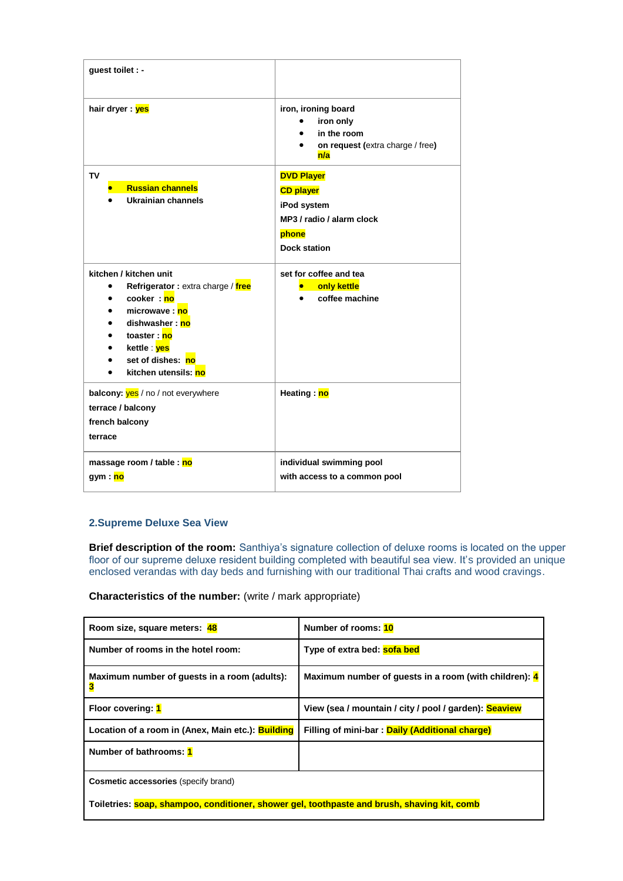| | |
|---|---|
| **guest toilet : -** | |
| **hair dryer : yes** | **iron, ironing board**<br>• **iron only**<br>• **in the room**<br>• **on request (**extra charge / free**)**<br>**n/a** |
| **TV**<br>• **Russian channels**<br>• **Ukrainian channels** | **DVD Player**<br>**CD player**<br>**iPod system**<br>**MP3 / radio / alarm clock**<br>**phone**<br>**Dock station** |
| **kitchen / kitchen unit**<br>• **Refrigerator :** extra charge / **free**<br>• **cooker : no**<br>• **microwave : no**<br>• **dishwasher : no**<br>• **toaster : no**<br>• **kettle** : **yes**<br>• **set of dishes: no**<br>• **kitchen utensils: no** | **set for coffee and tea**<br>• **only kettle**<br>• **coffee machine** |
| **balcony:** yes / no / not everywhere<br>**terrace / balcony**<br>**french balcony**<br>**terrace** | **Heating : no** |
| **massage room / table : no**<br>**gym : no** | **individual swimming pool**<br>**with access to a common pool** |

## 2.Supreme Deluxe Sea View

**Brief description of the room:** Santhiya's signature collection of deluxe rooms is located on the upper floor of our supreme deluxe resident building completed with beautiful sea view. It's provided an unique enclosed verandas with day beds and furnishing with our traditional Thai crafts and wood cravings.

**Characteristics of the number:** (write / mark appropriate)

| | |
|---|---|
| **Room size, square meters: 48** | **Number of rooms: 10** |
| **Number of rooms in the hotel room:** | **Type of extra bed: sofa bed** |
| **Maximum number of guests in a room (adults): 3** | **Maximum number of guests in a room (with children): 4** |
| **Floor covering: 1** | **View (sea / mountain / city / pool / garden): Seaview** |
| **Location of a room in (Anex, Main etc.): Building** | **Filling of mini-bar : Daily (Additional charge)** |
| **Number of bathrooms: 1** | |
| **Cosmetic accessories** (specify brand)<br>**Toiletries: soap, shampoo, conditioner, shower gel, toothpaste and brush, shaving kit, comb** | |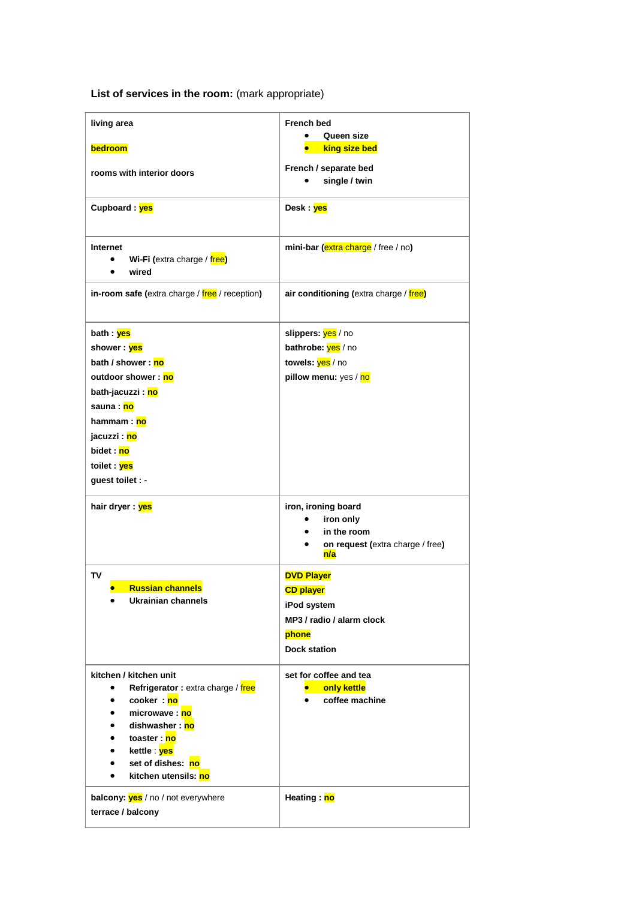**List of services in the room:** (mark appropriate)

| | |
|---|---|
| **living area**<br><br>**bedroom**<br><br>**rooms with interior doors** | **French bed**<br>• **Queen size**<br>• **king size bed**<br><br>**French / separate bed**<br>• **single / twin** |
| **Cupboard : yes** | **Desk : yes** |
| **Internet**<br>• **Wi-Fi (**extra charge / free**)**<br>• **wired** | **mini-bar (**extra charge / free / no**)** |
| **in-room safe (**extra charge / free / reception**)** | **air conditioning (**extra charge / free**)** |
| **bath : yes**<br>**shower : yes**<br>**bath / shower : no**<br>**outdoor shower : no**<br>**bath-jacuzzi : no**<br>**sauna : no**<br>**hammam : no**<br>**jacuzzi : no**<br>**bidet : no**<br>**toilet : yes**<br>**guest toilet : -** | **slippers:** yes / no<br>**bathrobe:** yes / no<br>**towels:** yes / no<br>**pillow menu:** yes / no |
| **hair dryer : yes** | **iron, ironing board**<br>• **iron only**<br>• **in the room**<br>• **on request (**extra charge / free**)** **n/a** |
| **TV**<br>• **Russian channels**<br>• **Ukrainian channels** | **DVD Player**<br>**CD player**<br>**iPod system**<br>**MP3 / radio / alarm clock**<br>**phone**<br>**Dock station** |
| **kitchen / kitchen unit**<br>• **Refrigerator :** extra charge / free<br>• **cooker : no**<br>• **microwave : no**<br>• **dishwasher : no**<br>• **toaster : no**<br>• **kettle** : **yes**<br>• **set of dishes: no**<br>• **kitchen utensils: no** | **set for coffee and tea**<br>• **only kettle**<br>• **coffee machine** |
| **balcony:** yes / no / not everywhere<br>**terrace / balcony** | **Heating : no** |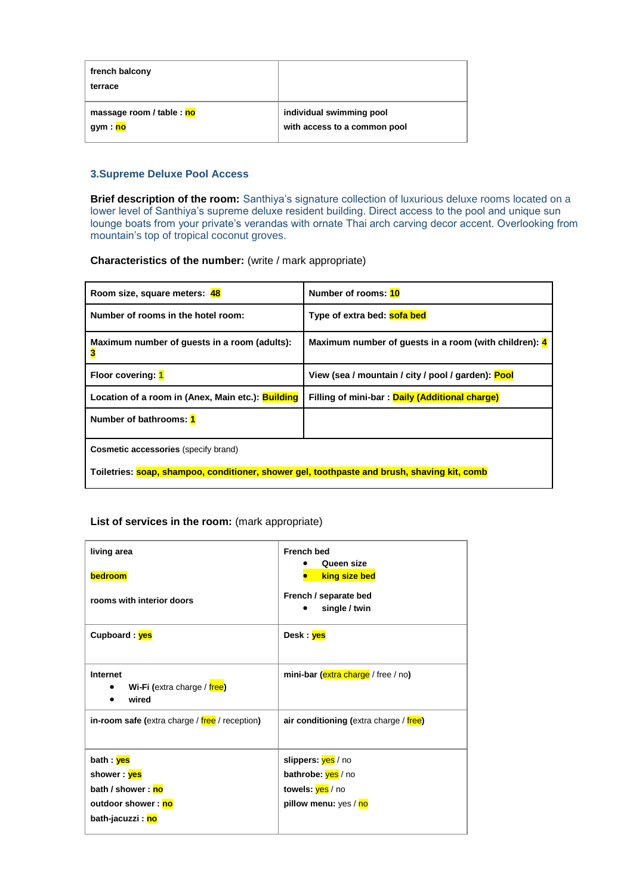| french balcony<br>terrace | |
|---|---|
| massage room / table : no<br>gym : no | individual swimming pool<br>with access to a common pool |

### 3.Supreme Deluxe Pool Access

**Brief description of the room:** Santhiya's signature collection of luxurious deluxe rooms located on a lower level of Santhiya's supreme deluxe resident building. Direct access to the pool and unique sun lounge boats from your private's verandas with ornate Thai arch carving decor accent. Overlooking from mountain's top of tropical coconut groves.

**Characteristics of the number:** (write / mark appropriate)

| Room size, square meters: 48 | Number of rooms: 10 |
|---|---|
| Number of rooms in the hotel room: | Type of extra bed: sofa bed |
| Maximum number of guests in a room (adults): 3 | Maximum number of guests in a room (with children): 4 |
| Floor covering: 1 | View (sea / mountain / city / pool / garden): Pool |
| Location of a room in (Anex, Main etc.): Building | Filling of mini-bar : Daily (Additional charge) |
| Number of bathrooms: 1 | |
| **Cosmetic accessories** (specify brand)<br><br>**Toiletries:** soap, shampoo, conditioner, shower gel, toothpaste and brush, shaving kit, comb | |

**List of services in the room:** (mark appropriate)

| living area<br><br>bedroom<br><br>rooms with interior doors | French bed<br>• Queen size<br>• king size bed<br><br>French / separate bed<br>• single / twin |
|---|---|
| Cupboard : yes | Desk : yes |
| Internet<br>• Wi-Fi (extra charge / free)<br>• wired | mini-bar (extra charge / free / no) |
| in-room safe (extra charge / free / reception) | air conditioning (extra charge / free) |
| bath : yes<br>shower : yes<br>bath / shower : no<br>outdoor shower : no<br>bath-jacuzzi : no | slippers: yes / no<br>bathrobe: yes / no<br>towels: yes / no<br>pillow menu: yes / no |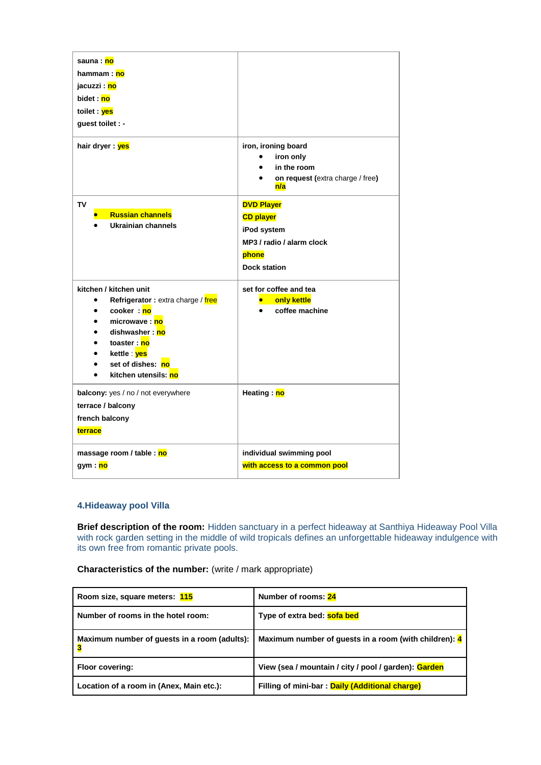| | |
|---|---|
| sauna : no<br>hammam : no<br>jacuzzi : no<br>bidet : no<br>toilet : yes<br>guest toilet : - | |
| hair dryer : yes | iron, ironing board<br>• iron only<br>• in the room<br>• on request (extra charge / free) n/a |
| TV<br>• Russian channels<br>• Ukrainian channels | DVD Player<br>CD player<br>iPod system<br>MP3 / radio / alarm clock<br>phone<br>Dock station |
| kitchen / kitchen unit<br>• Refrigerator : extra charge / free<br>• cooker : no<br>• microwave : no<br>• dishwasher : no<br>• toaster : no<br>• kettle : yes<br>• set of dishes: no<br>• kitchen utensils: no | set for coffee and tea<br>• only kettle<br>• coffee machine |
| balcony: yes / no / not everywhere<br>terrace / balcony<br>french balcony<br>terrace | Heating : no |
| massage room / table : no<br>gym : no | individual swimming pool<br>with access to a common pool |

### 4.Hideaway pool Villa

**Brief description of the room:** Hidden sanctuary in a perfect hideaway at Santhiya Hideaway Pool Villa with rock garden setting in the middle of wild tropicals defines an unforgettable hideaway indulgence with its own free from romantic private pools.

**Characteristics of the number:** (write / mark appropriate)

| | |
|---|---|
| **Room size, square meters:** 115 | **Number of rooms:** 24 |
| **Number of rooms in the hotel room:** | **Type of extra bed:** sofa bed |
| **Maximum number of guests in a room (adults):** 3 | **Maximum number of guests in a room (with children):** 4 |
| **Floor covering:** | **View (sea / mountain / city / pool / garden):** Garden |
| **Location of a room in (Anex, Main etc.):** | **Filling of mini-bar :** Daily (Additional charge) |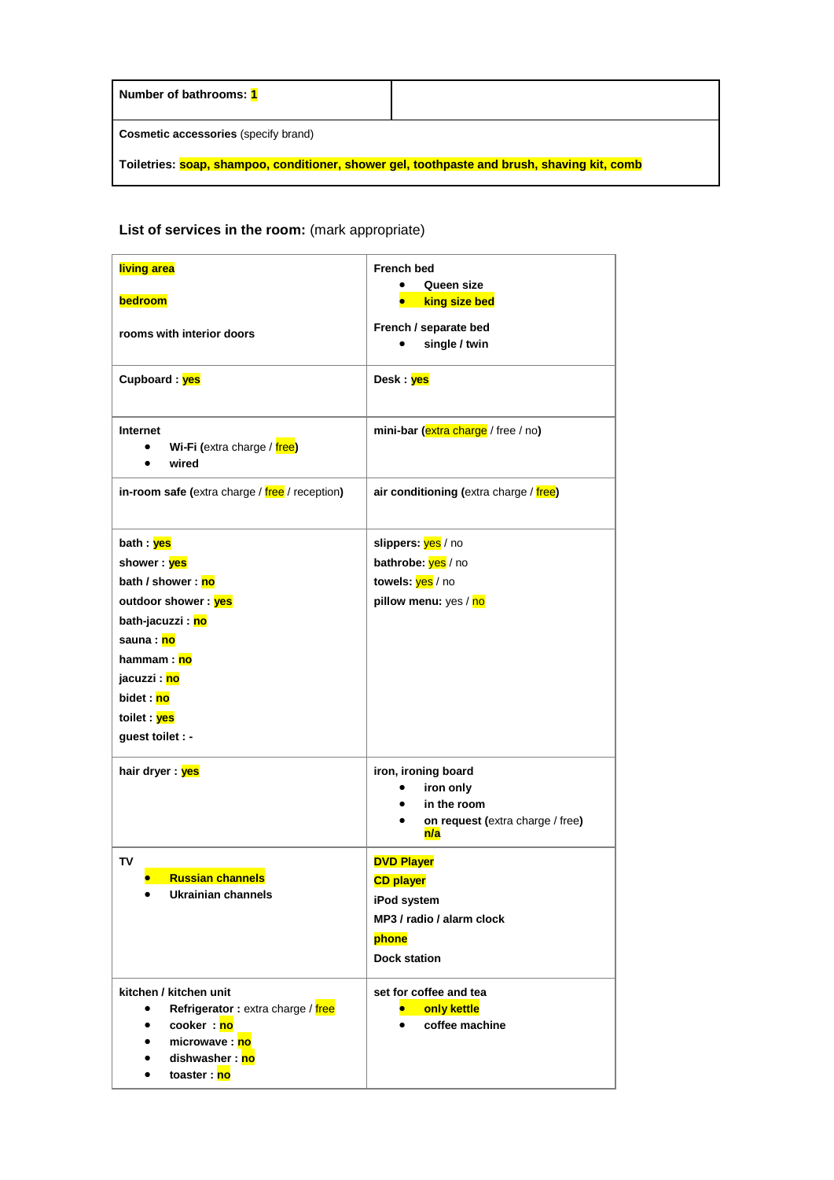| **Number of bathrooms:** 1 | |
|---|---|
| **Cosmetic accessories** (specify brand)<br><br>**Toiletries:** **soap, shampoo, conditioner, shower gel, toothpaste and brush, shaving kit, comb** | |

**List of services in the room:** (mark appropriate)

| | |
|---|---|
| **living area**<br><br>**bedroom**<br><br>**rooms with interior doors** | **French bed**<br>• **Queen size**<br>• **king size bed**<br><br>**French / separate bed**<br>• **single / twin** |
| **Cupboard : yes** | **Desk : yes** |
| **Internet**<br>• **Wi-Fi (**extra charge / free**)**<br>• **wired** | **mini-bar (**extra charge / free / no**)** |
| **in-room safe (**extra charge / free / reception**)** | **air conditioning (**extra charge / free**)** |
| **bath : yes**<br>**shower : yes**<br>**bath / shower : no**<br>**outdoor shower : yes**<br>**bath-jacuzzi : no**<br>**sauna : no**<br>**hammam : no**<br>**jacuzzi : no**<br>**bidet : no**<br>**toilet : yes**<br>**guest toilet : -** | **slippers:** yes / no<br>**bathrobe:** yes / no<br>**towels:** yes / no<br>**pillow menu:** yes / no |
| **hair dryer : yes** | **iron, ironing board**<br>• **iron only**<br>• **in the room**<br>• **on request (**extra charge / free**)**<br>**n/a** |
| **TV**<br>• **Russian channels**<br>• **Ukrainian channels** | **DVD Player**<br>**CD player**<br>**iPod system**<br>**MP3 / radio / alarm clock**<br>**phone**<br>**Dock station** |
| **kitchen / kitchen unit**<br>• **Refrigerator :** extra charge / free<br>• **cooker : no**<br>• **microwave : no**<br>• **dishwasher : no**<br>• **toaster : no** | **set for coffee and tea**<br>• **only kettle**<br>• **coffee machine** |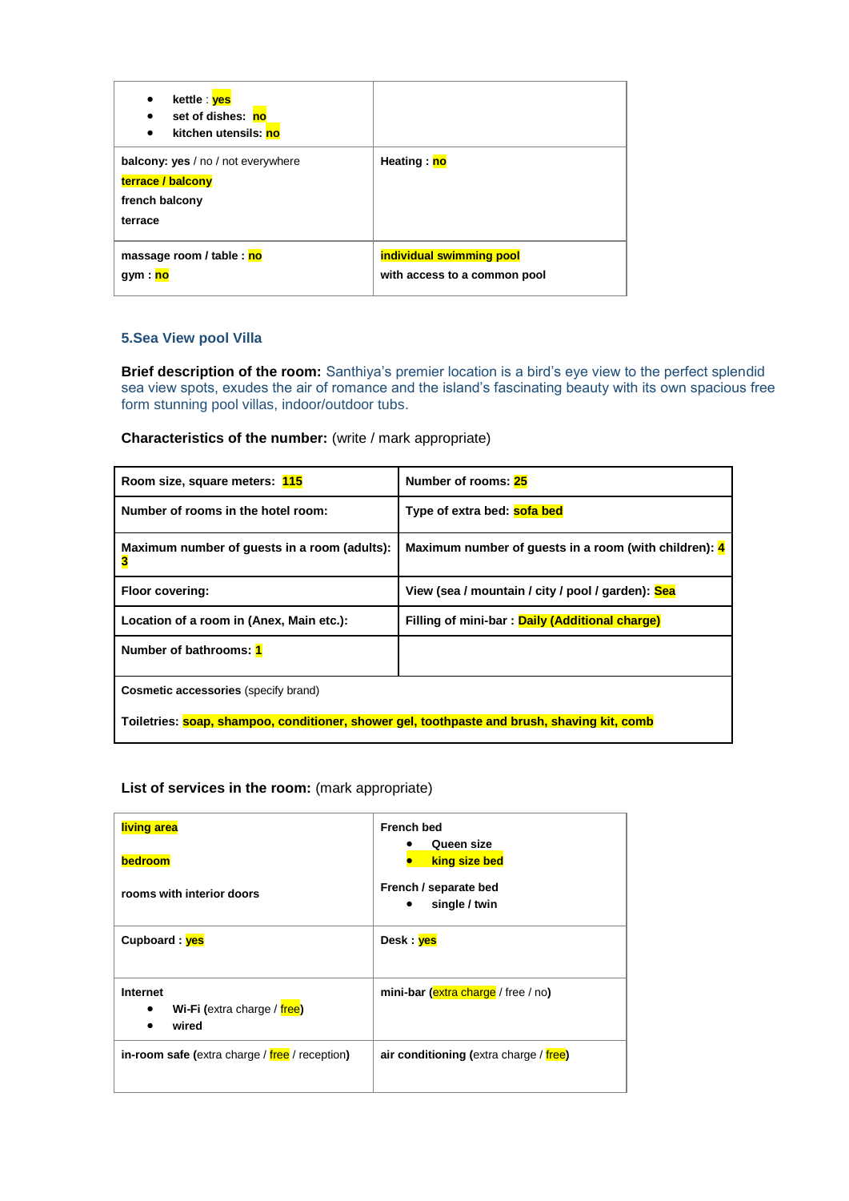| • kettle : yes<br>• set of dishes: no<br>• kitchen utensils: no | |
|---|---|
| **balcony: yes** / no / not everywhere<br>**terrace / balcony**<br>**french balcony**<br>**terrace** | **Heating : no** |
| **massage room / table : no**<br>**gym : no** | **individual swimming pool**<br>**with access to a common pool** |

### 5.Sea View pool Villa

**Brief description of the room:** Santhiya's premier location is a bird's eye view to the perfect splendid sea view spots, exudes the air of romance and the island's fascinating beauty with its own spacious free form stunning pool villas, indoor/outdoor tubs.

**Characteristics of the number:** (write / mark appropriate)

| **Room size, square meters: 115** | **Number of rooms: 25** |
|---|---|
| **Number of rooms in the hotel room:** | **Type of extra bed: sofa bed** |
| **Maximum number of guests in a room (adults): 3** | **Maximum number of guests in a room (with children): 4** |
| **Floor covering:** | **View (sea / mountain / city / pool / garden): Sea** |
| **Location of a room in (Anex, Main etc.):** | **Filling of mini-bar : Daily (Additional charge)** |
| **Number of bathrooms: 1** | |
| **Cosmetic accessories** (specify brand)<br>**Toiletries: soap, shampoo, conditioner, shower gel, toothpaste and brush, shaving kit, comb** | |

**List of services in the room:** (mark appropriate)

| **living area**<br>**bedroom**<br>**rooms with interior doors** | **French bed**<br>• **Queen size**<br>• **king size bed**<br>**French / separate bed**<br>• **single / twin** |
|---|---|
| **Cupboard : yes** | **Desk : yes** |
| **Internet**<br>• **Wi-Fi (**extra charge / free**)**<br>• **wired** | **mini-bar (**extra charge / free / no**)** |
| **in-room safe (**extra charge / free / reception**)** | **air conditioning (**extra charge / free**)** |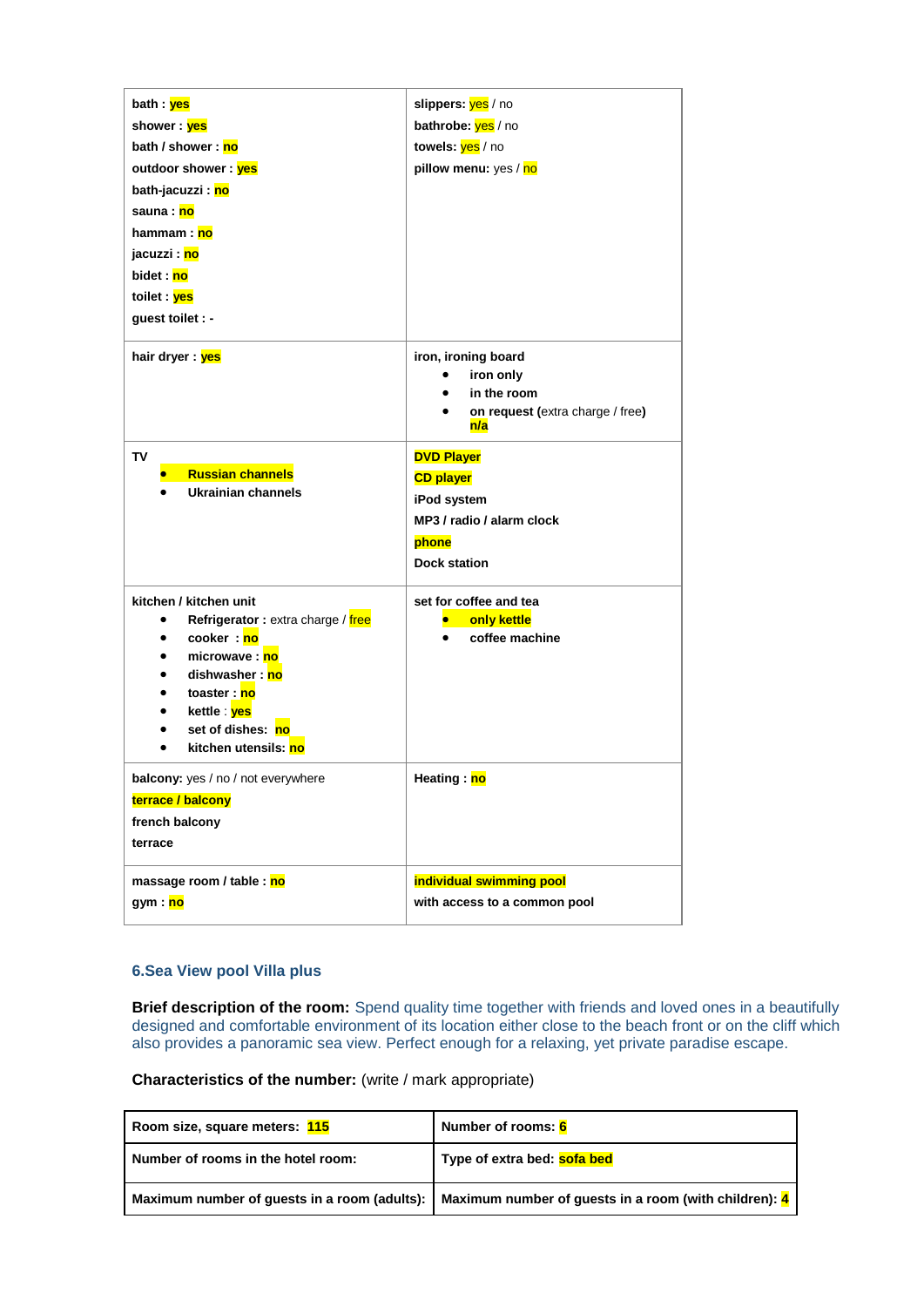| | |
|---|---|
| **bath : yes**<br>**shower : yes**<br>**bath / shower : no**<br>**outdoor shower : yes**<br>**bath-jacuzzi : no**<br>**sauna : no**<br>**hammam : no**<br>**jacuzzi : no**<br>**bidet : no**<br>**toilet : yes**<br>**guest toilet : -** | **slippers:** yes / no<br>**bathrobe:** yes / no<br>**towels:** yes / no<br>**pillow menu:** yes / no |
| **hair dryer : yes** | **iron, ironing board**<br>• **iron only**<br>• **in the room**<br>• **on request (**extra charge / free**)** **n/a** |
| **TV**<br>• **Russian channels**<br>• **Ukrainian channels** | **DVD Player**<br>**CD player**<br>**iPod system**<br>**MP3 / radio / alarm clock**<br>**phone**<br>**Dock station** |
| **kitchen / kitchen unit**<br>• **Refrigerator :** extra charge / free<br>• **cooker : no**<br>• **microwave : no**<br>• **dishwasher : no**<br>• **toaster : no**<br>• **kettle** : **yes**<br>• **set of dishes: no**<br>• **kitchen utensils: no** | **set for coffee and tea**<br>• **only kettle**<br>• **coffee machine** |
| **balcony:** yes / no / not everywhere<br>**terrace / balcony**<br>**french balcony**<br>**terrace** | **Heating : no** |
| **massage room / table : no**<br>**gym : no** | **individual swimming pool**<br>**with access to a common pool** |

### 6.Sea View pool Villa plus

**Brief description of the room:** Spend quality time together with friends and loved ones in a beautifully designed and comfortable environment of its location either close to the beach front or on the cliff which also provides a panoramic sea view. Perfect enough for a relaxing, yet private paradise escape.

**Characteristics of the number:** (write / mark appropriate)

| | |
|---|---|
| **Room size, square meters: 115** | **Number of rooms: 6** |
| **Number of rooms in the hotel room:** | **Type of extra bed: sofa bed** |
| **Maximum number of guests in a room (adults):** | **Maximum number of guests in a room (with children): 4** |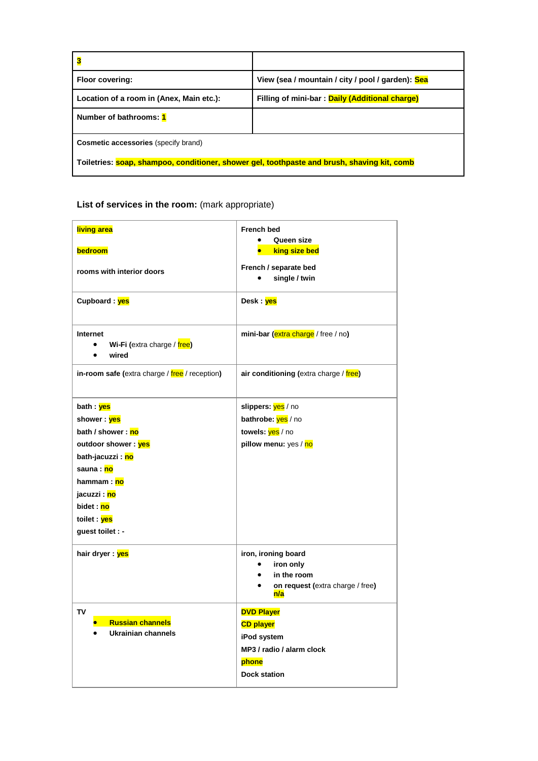| 3 | |
|---|---|
| **Floor covering:** | **View (sea / mountain / city / pool / garden): Sea** |
| **Location of a room in (Anex, Main etc.):** | **Filling of mini-bar : Daily (Additional charge)** |
| **Number of bathrooms: 1** | |
| **Cosmetic accessories** (specify brand)<br><br>**Toiletries: soap, shampoo, conditioner, shower gel, toothpaste and brush, shaving kit, comb** | |

**List of services in the room:** (mark appropriate)

| | |
|---|---|
| **living area**<br><br>**bedroom**<br><br>**rooms with interior doors** | **French bed**<br>• **Queen size**<br>• **king size bed**<br><br>**French / separate bed**<br>• **single / twin** |
| **Cupboard : yes** | **Desk : yes** |
| **Internet**<br>• **Wi-Fi (**extra charge / free**)**<br>• **wired** | **mini-bar (**extra charge / free / no**)** |
| **in-room safe (**extra charge / free / reception**)** | **air conditioning (**extra charge / free**)** |
| **bath : yes**<br>**shower : yes**<br>**bath / shower : no**<br>**outdoor shower : yes**<br>**bath-jacuzzi : no**<br>**sauna : no**<br>**hammam : no**<br>**jacuzzi : no**<br>**bidet : no**<br>**toilet : yes**<br>**guest toilet : -** | **slippers:** yes / no<br>**bathrobe:** yes / no<br>**towels:** yes / no<br>**pillow menu:** yes / no |
| **hair dryer : yes** | **iron, ironing board**<br>• **iron only**<br>• **in the room**<br>• **on request (**extra charge / free**)** **n/a** |
| **TV**<br>• **Russian channels**<br>• **Ukrainian channels** | **DVD Player**<br>**CD player**<br>**iPod system**<br>**MP3 / radio / alarm clock**<br>**phone**<br>**Dock station** |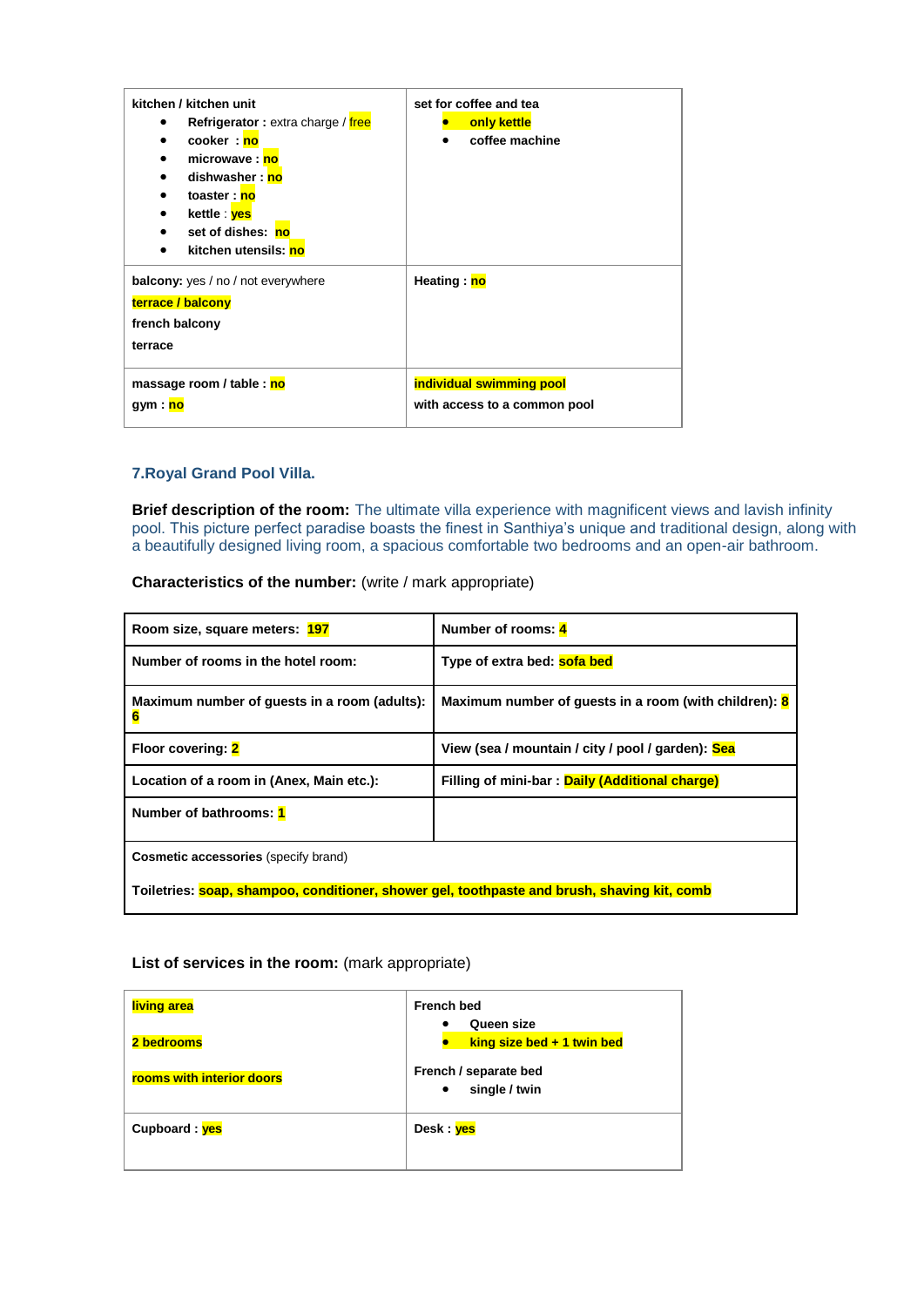| kitchen / kitchen unit<br>• Refrigerator : extra charge / free<br>• cooker : no<br>• microwave : no<br>• dishwasher : no<br>• toaster : no<br>• kettle : yes<br>• set of dishes: no<br>• kitchen utensils: no | set for coffee and tea<br>• only kettle<br>• coffee machine |
|---|---|
| balcony: yes / no / not everywhere<br>terrace / balcony<br>french balcony<br>terrace | Heating : no |
| massage room / table : no<br>gym : no | individual swimming pool<br>with access to a common pool |

## 7.Royal Grand Pool Villa.

**Brief description of the room:** The ultimate villa experience with magnificent views and lavish infinity pool. This picture perfect paradise boasts the finest in Santhiya's unique and traditional design, along with a beautifully designed living room, a spacious comfortable two bedrooms and an open-air bathroom.

**Characteristics of the number:** (write / mark appropriate)

| Room size, square meters: 197 | Number of rooms: 4 |
|---|---|
| Number of rooms in the hotel room: | Type of extra bed: sofa bed |
| Maximum number of guests in a room (adults): 6 | Maximum number of guests in a room (with children): 8 |
| Floor covering: 2 | View (sea / mountain / city / pool / garden): Sea |
| Location of a room in (Anex, Main etc.): | Filling of mini-bar : Daily (Additional charge) |
| Number of bathrooms: 1 | |
| **Cosmetic accessories** (specify brand)<br>Toiletries: soap, shampoo, conditioner, shower gel, toothpaste and brush, shaving kit, comb | |

**List of services in the room:** (mark appropriate)

| living area<br>2 bedrooms<br>rooms with interior doors | French bed<br>• Queen size<br>• king size bed + 1 twin bed<br>French / separate bed<br>• single / twin |
|---|---|
| Cupboard : yes | Desk : yes |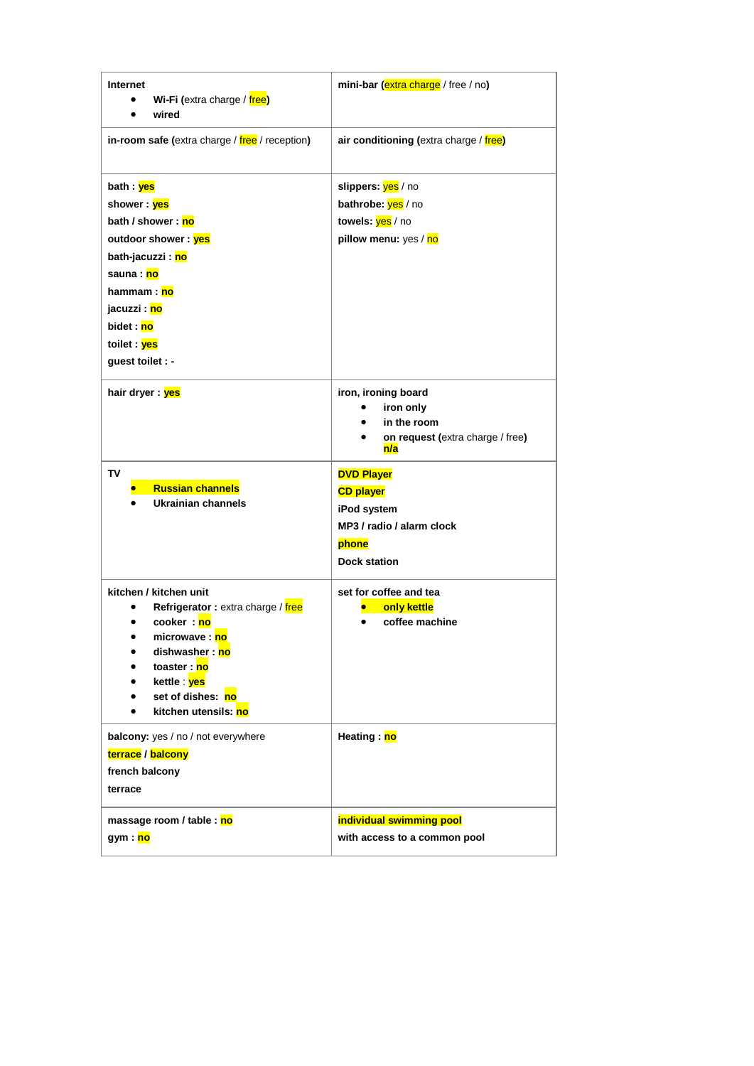| | |
|---|---|
| **Internet**<br>• **Wi-Fi (**extra charge / free**)**<br>• **wired** | **mini-bar (**extra charge / free / no**)** |
| **in-room safe (**extra charge / free / reception**)** | **air conditioning (**extra charge / free**)** |
| **bath : yes**<br>**shower : yes**<br>**bath / shower : no**<br>**outdoor shower : yes**<br>**bath-jacuzzi : no**<br>**sauna : no**<br>**hammam : no**<br>**jacuzzi : no**<br>**bidet : no**<br>**toilet : yes**<br>**guest toilet : -** | **slippers:** yes / no<br>**bathrobe:** yes / no<br>**towels:** yes / no<br>**pillow menu:** yes / no |
| **hair dryer : yes** | **iron, ironing board**<br>• **iron only**<br>• **in the room**<br>• **on request (**extra charge / free**)** **n/a** |
| **TV**<br>• **Russian channels**<br>• **Ukrainian channels** | **DVD Player**<br>**CD player**<br>**iPod system**<br>**MP3 / radio / alarm clock**<br>**phone**<br>**Dock station** |
| **kitchen / kitchen unit**<br>• **Refrigerator :** extra charge / free<br>• **cooker : no**<br>• **microwave : no**<br>• **dishwasher : no**<br>• **toaster : no**<br>• **kettle** : **yes**<br>• **set of dishes: no**<br>• **kitchen utensils: no** | **set for coffee and tea**<br>• **only kettle**<br>• **coffee machine** |
| **balcony:** yes / no / not everywhere<br>**terrace / balcony**<br>**french balcony**<br>**terrace** | **Heating : no** |
| **massage room / table : no**<br>**gym : no** | **individual swimming pool**<br>**with access to a common pool** |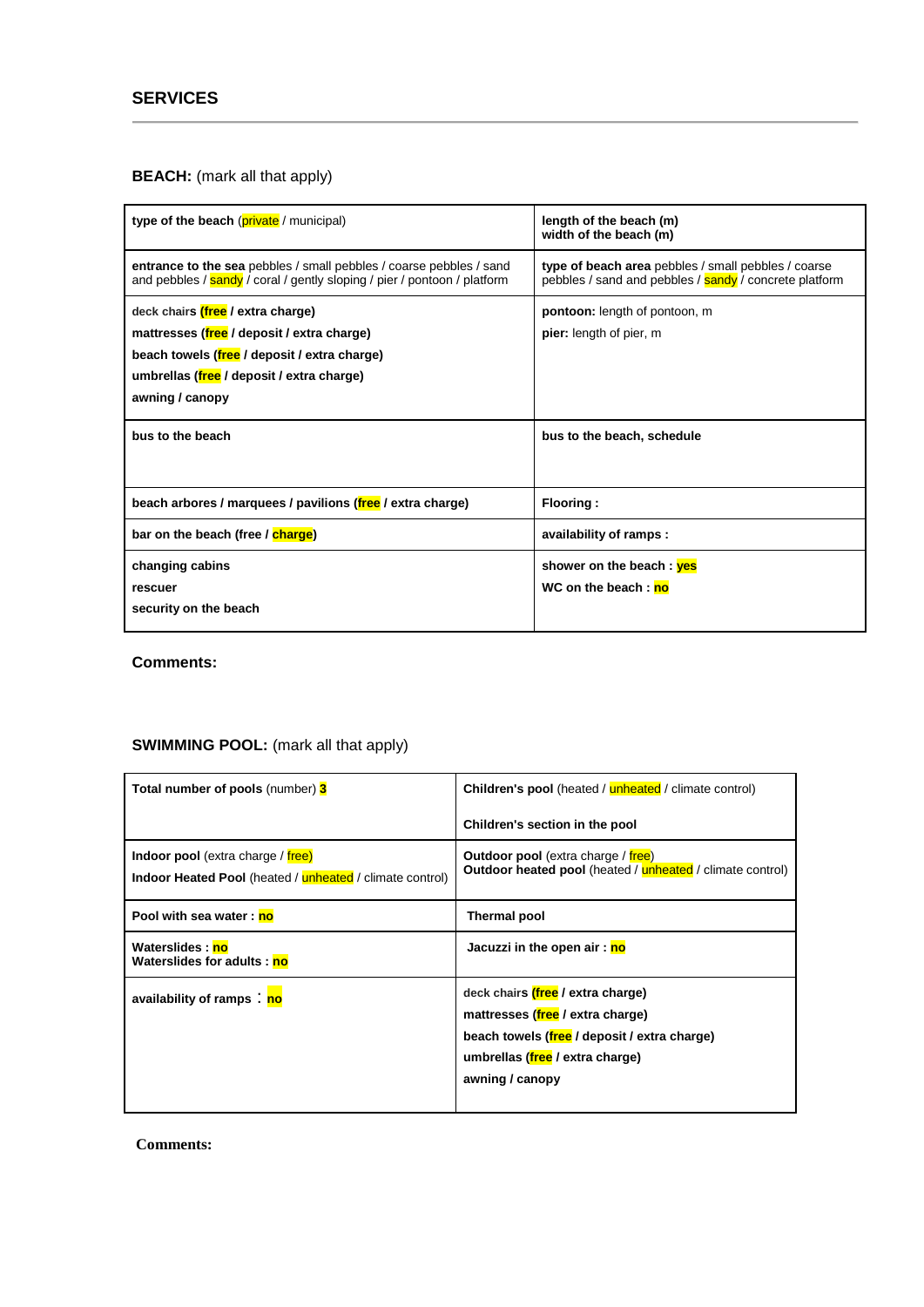## SERVICES

**BEACH:** (mark all that apply)

| | |
|---|---|
| **type of the beach** (private / municipal) | **length of the beach (m)**<br>**width of the beach (m)** |
| **entrance to the sea** pebbles / small pebbles / coarse pebbles / sand and pebbles / sandy / coral / gently sloping / pier / pontoon / platform | **type of beach area** pebbles / small pebbles / coarse pebbles / sand and pebbles / sandy / concrete platform |
| **deck chairs (free / extra charge)**<br>**mattresses (free / deposit / extra charge)**<br>**beach towels (free / deposit / extra charge)**<br>**umbrellas (free / deposit / extra charge)**<br>**awning / canopy** | **pontoon:** length of pontoon, m<br>**pier:** length of pier, m |
| **bus to the beach** | **bus to the beach, schedule** |
| **beach arbores / marquees / pavilions (free / extra charge)** | **Flooring :** |
| **bar on the beach (free / charge)** | **availability of ramps :** |
| **changing cabins**<br>**rescuer**<br>**security on the beach** | **shower on the beach : yes**<br>**WC on the beach : no** |

**Comments:**

**SWIMMING POOL:** (mark all that apply)

| | |
|---|---|
| **Total number of pools** (number) **3** | **Children's pool** (heated / unheated / climate control)<br>**Children's section in the pool** |
| **Indoor pool** (extra charge / free)<br>**Indoor Heated Pool** (heated / unheated / climate control) | **Outdoor pool** (extra charge / free)<br>**Outdoor heated pool** (heated / unheated / climate control) |
| **Pool with sea water : no** | **Thermal pool** |
| **Waterslides : no**<br>**Waterslides for adults : no** | **Jacuzzi in the open air : no** |
| **availability of ramps : no** | **deck chairs (free / extra charge)**<br>**mattresses (free / extra charge)**<br>**beach towels (free / deposit / extra charge)**<br>**umbrellas (free / extra charge)**<br>**awning / canopy** |

**Comments:**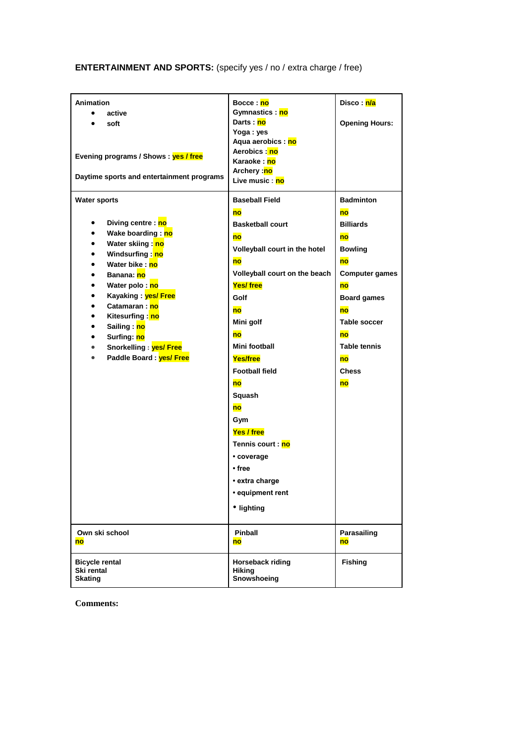**ENTERTAINMENT AND SPORTS:** (specify yes / no / extra charge / free)

| | | |
|---|---|---|
| **Animation**<br>• active<br>• soft<br><br>**Evening programs / Shows : yes / free**<br><br>**Daytime sports and entertainment programs** | **Bocce : no**<br>**Gymnastics : no**<br>**Darts : no**<br>**Yoga : yes**<br>**Aqua aerobics : no**<br>**Aerobics : no**<br>**Karaoke : no**<br>**Archery : no**<br>**Live music : no** | **Disco : n/a**<br><br>**Opening Hours:** |
| **Water sports**<br><br>• **Diving centre : no**<br>• **Wake boarding : no**<br>• **Water skiing : no**<br>• **Windsurfing : no**<br>• **Water bike : no**<br>• **Banana: no**<br>• **Water polo : no**<br>• **Kayaking : yes/ Free**<br>• **Catamaran : no**<br>• **Kitesurfing : no**<br>• **Sailing : no**<br>• **Surfing: no**<br>• **Snorkelling : yes/ Free**<br>• **Paddle Board : yes/ Free** | **Baseball Field**<br>**no**<br>**Basketball court**<br>**no**<br>**Volleyball court in the hotel**<br>**no**<br>**Volleyball court on the beach**<br>**Yes/ free**<br>**Golf**<br>**no**<br>**Mini golf**<br>**no**<br>**Mini football**<br>**Yes/free**<br>**Football field**<br>**no**<br>**Squash**<br>**no**<br>**Gym**<br>**Yes / free**<br>**Tennis court : no**<br>• **coverage**<br>• **free**<br>• **extra charge**<br>• **equipment rent**<br>• **lighting** | **Badminton**<br>**no**<br>**Billiards**<br>**no**<br>**Bowling**<br>**no**<br>**Computer games**<br>**no**<br>**Board games**<br>**no**<br>**Table soccer**<br>**no**<br>**Table tennis**<br>**no**<br>**Chess**<br>**no** |
| **Own ski school**<br>**no** | **Pinball**<br>**no** | **Parasailing**<br>**no** |
| **Bicycle rental**<br>**Ski rental**<br>**Skating** | **Horseback riding**<br>**Hiking**<br>**Snowshoeing** | **Fishing** |

**Comments:**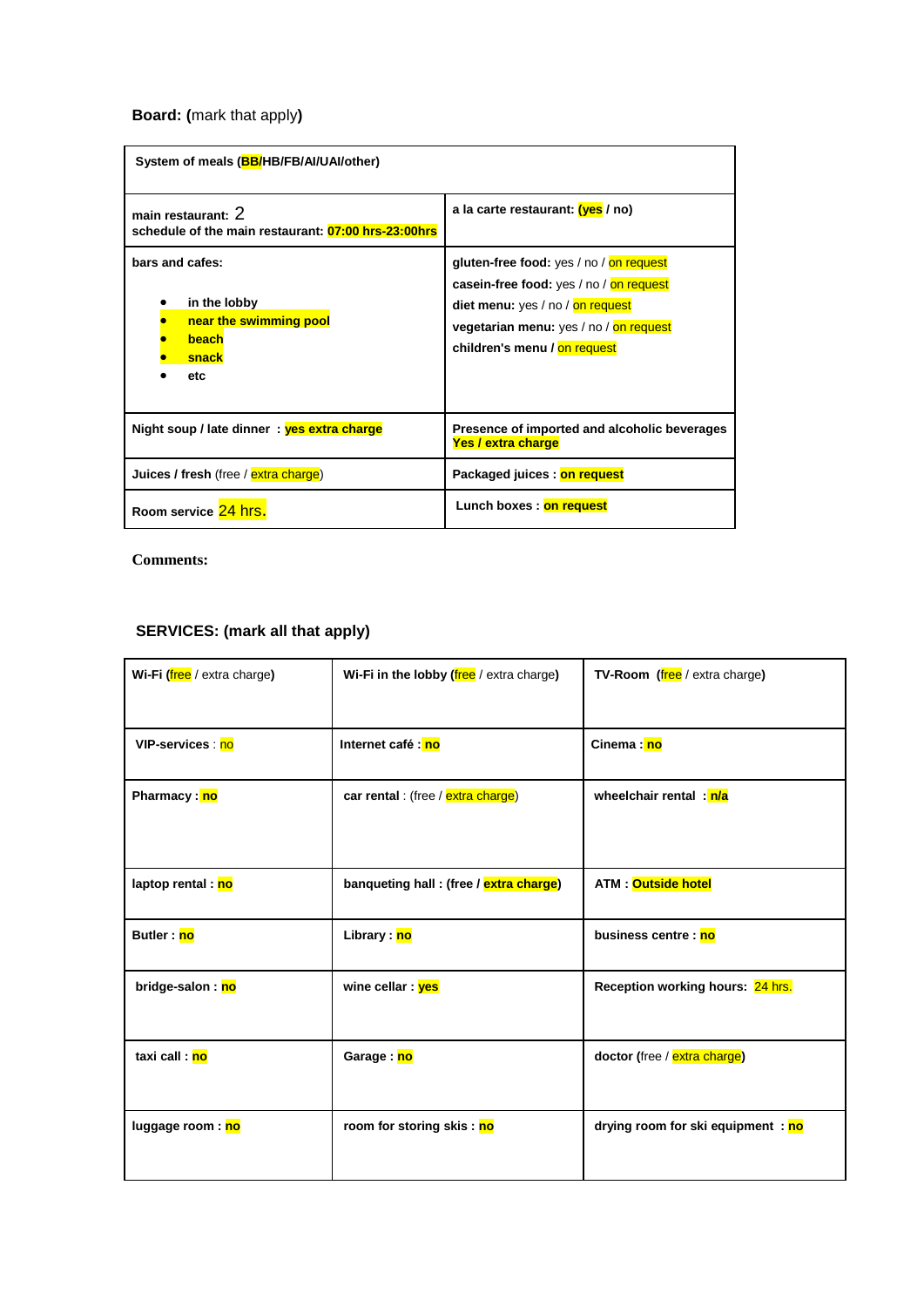**Board: (**mark that apply**)**

| System of meals (BB/HB/FB/AI/UAI/other) | |
|---|---|
| main restaurant: 2<br>schedule of the main restaurant: 07:00 hrs-23:00hrs | a la carte restaurant: (yes / no) |
| bars and cafes:<br><br>- in the lobby<br>- near the swimming pool<br>- beach<br>- snack<br>- etc | gluten-free food: yes / no / on request<br>casein-free food: yes / no / on request<br>diet menu: yes / no / on request<br>vegetarian menu: yes / no / on request<br>children's menu / on request |
| Night soup / late dinner : yes extra charge | Presence of imported and alcoholic beverages Yes / extra charge |
| Juices / fresh (free / extra charge) | Packaged juices : on request |
| Room service 24 hrs. | Lunch boxes : on request |

**Comments:**

## SERVICES: (mark all that apply)

| Wi-Fi (free / extra charge) | Wi-Fi in the lobby (free / extra charge) | TV-Room (free / extra charge) |
|---|---|---|
| VIP-services : no | Internet café : no | Cinema : no |
| Pharmacy : no | car rental : (free / extra charge) | wheelchair rental : n/a |
| laptop rental : no | banqueting hall : (free / extra charge) | ATM : Outside hotel |
| Butler : no | Library : no | business centre : no |
| bridge-salon : no | wine cellar : yes | Reception working hours: 24 hrs. |
| taxi call : no | Garage : no | doctor (free / extra charge) |
| luggage room : no | room for storing skis : no | drying room for ski equipment : no |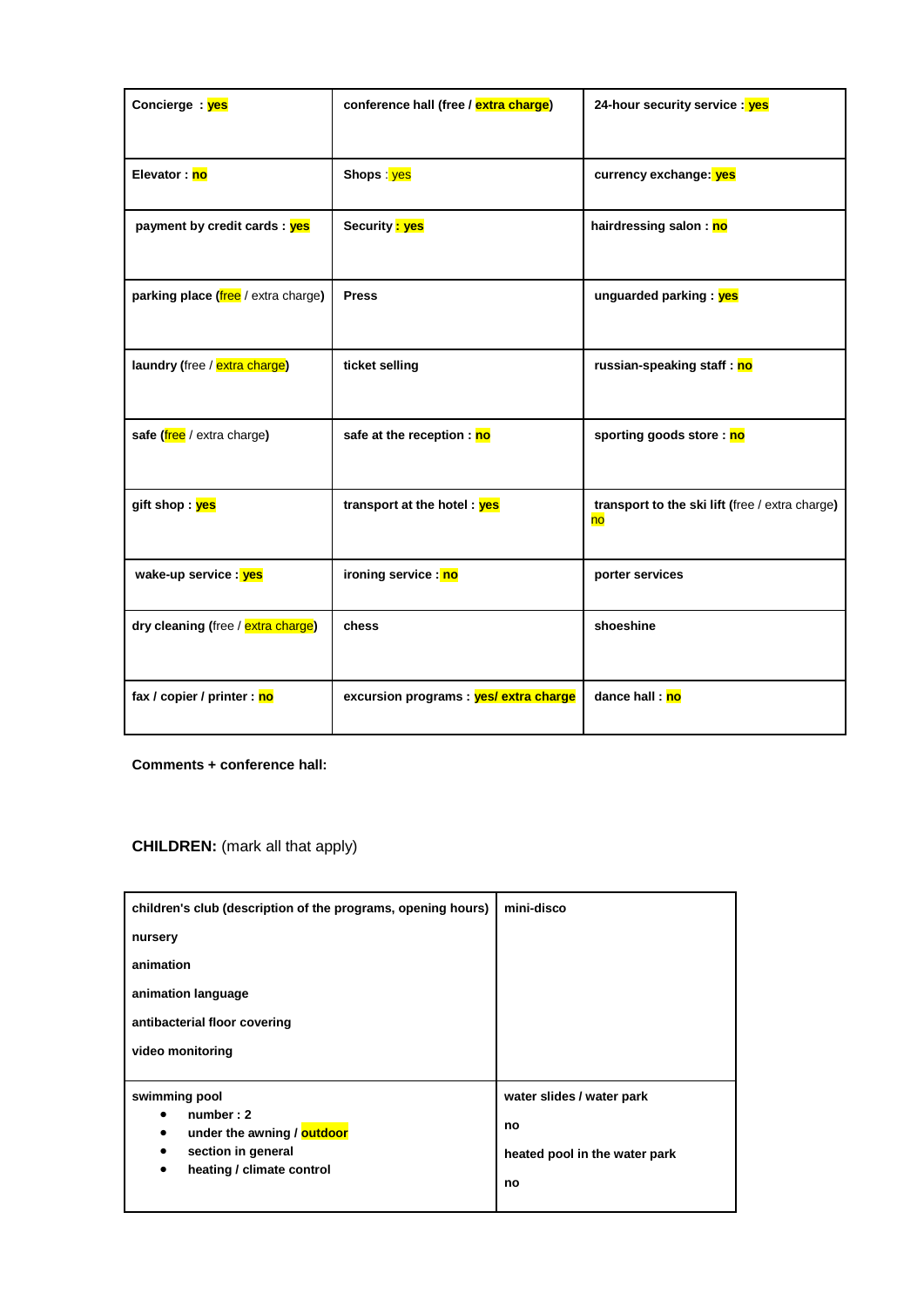| | | |
|---|---|---|
| **Concierge : yes** | **conference hall (free / extra charge)** | **24-hour security service : yes** |
| **Elevator : no** | **Shops** : yes | **currency exchange: yes** |
| **payment by credit cards : yes** | **Security : yes** | **hairdressing salon : no** |
| **parking place (**free / extra charge**)** | **Press** | **unguarded parking : yes** |
| **laundry (**free / extra charge**)** | **ticket selling** | **russian-speaking staff : no** |
| **safe (**free / extra charge**)** | **safe at the reception : no** | **sporting goods store : no** |
| **gift shop : yes** | **transport at the hotel : yes** | **transport to the ski lift (**free / extra charge**)** no |
| **wake-up service : yes** | **ironing service : no** | **porter services** |
| **dry cleaning (**free / extra charge**)** | **chess** | **shoeshine** |
| **fax / copier / printer : no** | **excursion programs : yes/ extra charge** | **dance hall : no** |

**Comments + conference hall:**

**CHILDREN:** (mark all that apply)

| | |
|---|---|
| **children's club (description of the programs, opening hours)**<br>**nursery**<br>**animation**<br>**animation language**<br>**antibacterial floor covering**<br>**video monitoring** | **mini-disco** |
| **swimming pool**<br>• **number : 2**<br>• **under the awning / outdoor**<br>• **section in general**<br>• **heating / climate control** | **water slides / water park**<br>**no**<br>**heated pool in the water park**<br>**no** |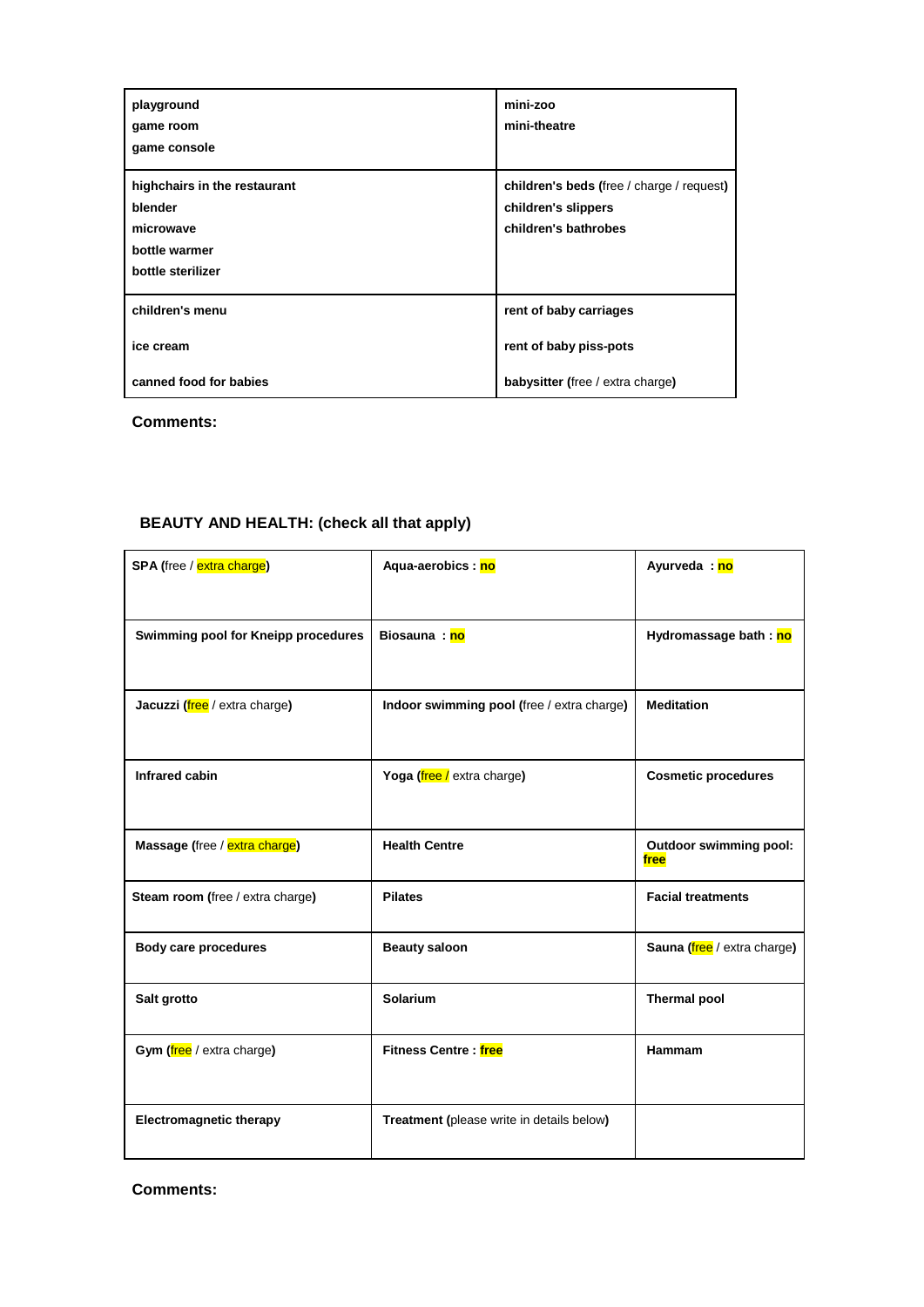| | |
|---|---|
| **playground**<br>**game room**<br>**game console** | **mini-zoo**<br>**mini-theatre** |
| **highchairs in the restaurant**<br>**blender**<br>**microwave**<br>**bottle warmer**<br>**bottle sterilizer** | **children's beds (**free / charge / request**)**<br>**children's slippers**<br>**children's bathrobes** |
| **children's menu**<br><br>**ice cream**<br><br>**canned food for babies** | **rent of baby carriages**<br><br>**rent of baby piss-pots**<br><br>**babysitter (**free / extra charge**)** |

**Comments:**

## BEAUTY AND HEALTH: (check all that apply)

| | | |
|---|---|---|
| **SPA (**free / extra charge**)** | **Aqua-aerobics : no** | **Ayurveda : no** |
| **Swimming pool for Kneipp procedures** | **Biosauna : no** | **Hydromassage bath : no** |
| **Jacuzzi (**free / extra charge**)** | **Indoor swimming pool (**free / extra charge**)** | **Meditation** |
| **Infrared cabin** | **Yoga (**free / extra charge**)** | **Cosmetic procedures** |
| **Massage (**free / extra charge**)** | **Health Centre** | **Outdoor swimming pool: free** |
| **Steam room (**free / extra charge**)** | **Pilates** | **Facial treatments** |
| **Body care procedures** | **Beauty saloon** | **Sauna (**free / extra charge**)** |
| **Salt grotto** | **Solarium** | **Thermal pool** |
| **Gym (**free / extra charge**)** | **Fitness Centre : free** | **Hammam** |
| **Electromagnetic therapy** | **Treatment (**please write in details below**)** | |

**Comments:**